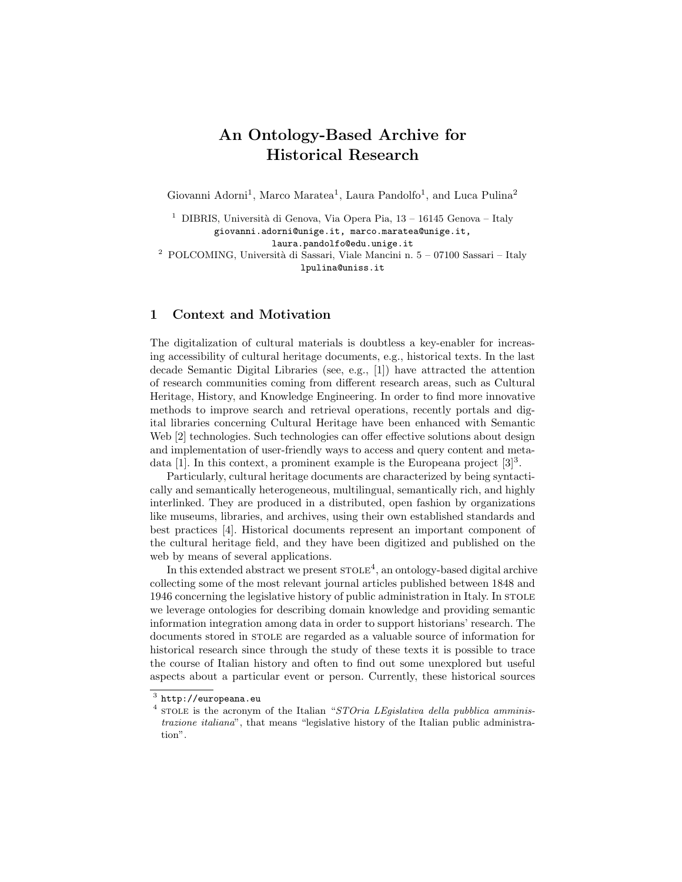# An Ontology-Based Archive for Historical Research

Giovanni Adorni[1], Marco Maratea[1], Laura Pandolfo[1], and Luca Pulina[2]

[1] DIBRIS, Università di Genova, Via Opera Pia, 13 – 16145 Genova – Italy
giovanni.adorni@unige.it, marco.maratea@unige.it,
laura.pandolfo@edu.unige.it

[2] POLCOMING, Università di Sassari, Viale Mancini n. 5 – 07100 Sassari – Italy
lpulina@uniss.it

## 1 Context and Motivation

The digitalization of cultural materials is doubtless a key-enabler for increasing accessibility of cultural heritage documents, e.g., historical texts. In the last decade Semantic Digital Libraries (see, e.g., [1]) have attracted the attention of research communities coming from different research areas, such as Cultural Heritage, History, and Knowledge Engineering. In order to find more innovative methods to improve search and retrieval operations, recently portals and digital libraries concerning Cultural Heritage have been enhanced with Semantic Web [2] technologies. Such technologies can offer effective solutions about design and implementation of user-friendly ways to access and query content and metadata [1]. In this context, a prominent example is the Europeana project [3][3].

Particularly, cultural heritage documents are characterized by being syntactically and semantically heterogeneous, multilingual, semantically rich, and highly interlinked. They are produced in a distributed, open fashion by organizations like museums, libraries, and archives, using their own established standards and best practices [4]. Historical documents represent an important component of the cultural heritage field, and they have been digitized and published on the web by means of several applications.

In this extended abstract we present STOLE[4], an ontology-based digital archive collecting some of the most relevant journal articles published between 1848 and 1946 concerning the legislative history of public administration in Italy. In STOLE we leverage ontologies for describing domain knowledge and providing semantic information integration among data in order to support historians' research. The documents stored in STOLE are regarded as a valuable source of information for historical research since through the study of these texts it is possible to trace the course of Italian history and often to find out some unexplored but useful aspects about a particular event or person. Currently, these historical sources

---

[3] http://europeana.eu

[4] STOLE is the acronym of the Italian "*STOria LEgislativa della pubblica amministrazione italiana*", that means "legislative history of the Italian public administration".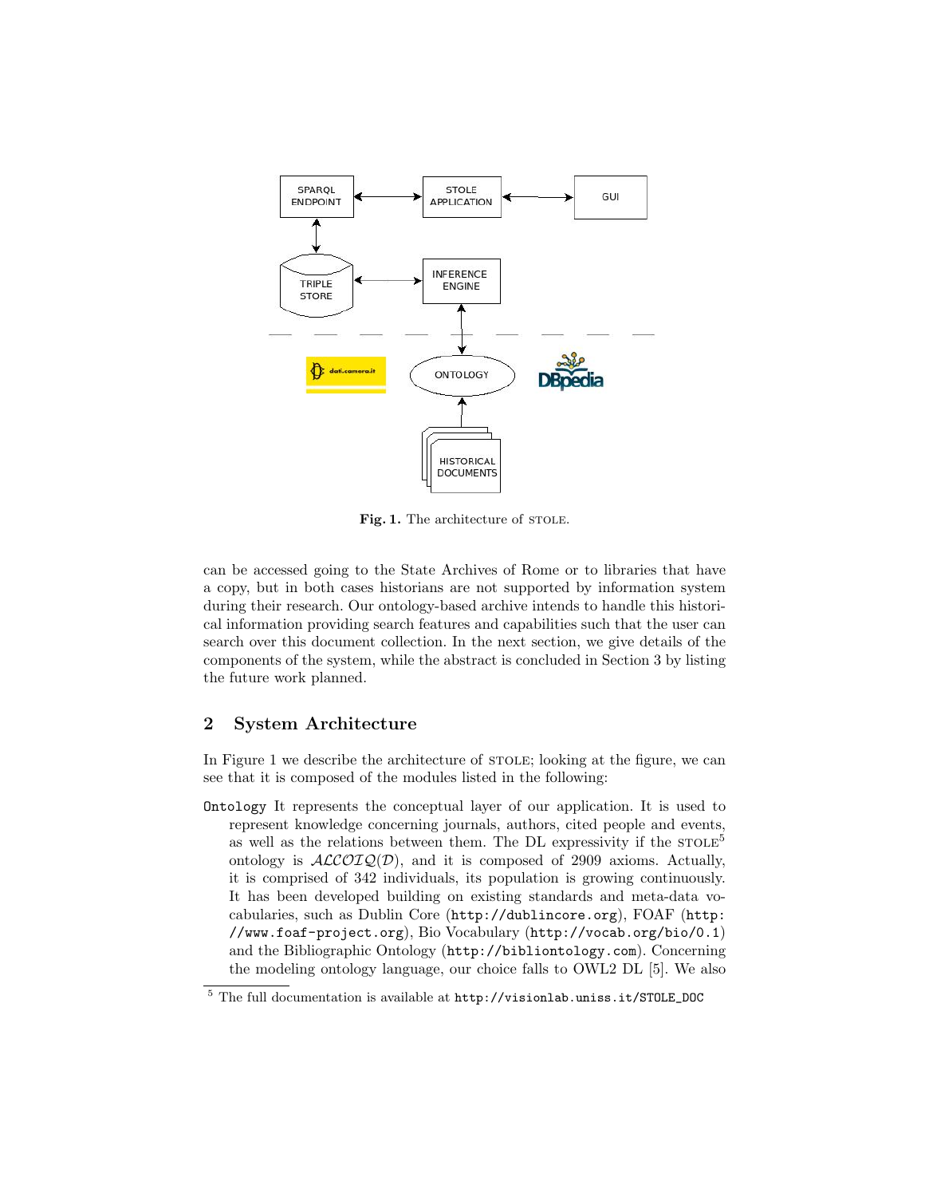Fig. 1. The architecture of STOLE.

can be accessed going to the State Archives of Rome or to libraries that have a copy, but in both cases historians are not supported by information system during their research. Our ontology-based archive intends to handle this historical information providing search features and capabilities such that the user can search over this document collection. In the next section, we give details of the components of the system, while the abstract is concluded in Section 3 by listing the future work planned.

## 2 System Architecture

In Figure 1 we describe the architecture of STOLE; looking at the figure, we can see that it is composed of the modules listed in the following:

`Ontology` It represents the conceptual layer of our application. It is used to represent knowledge concerning journals, authors, cited people and events, as well as the relations between them. The DL expressivity if the STOLE[5] ontology is $\mathcal{ALCOIQ}(\mathcal{D})$, and it is composed of 2909 axioms. Actually, it is comprised of 342 individuals, its population is growing continuously. It has been developed building on existing standards and meta-data vocabularies, such as Dublin Core (`http://dublincore.org`), FOAF (`http://www.foaf-project.org`), Bio Vocabulary (`http://vocab.org/bio/0.1`) and the Bibliographic Ontology (`http://bibliontology.com`). Concerning the modeling ontology language, our choice falls to OWL2 DL [5]. We also

[5] The full documentation is available at `http://visionlab.uniss.it/STOLE_DOC`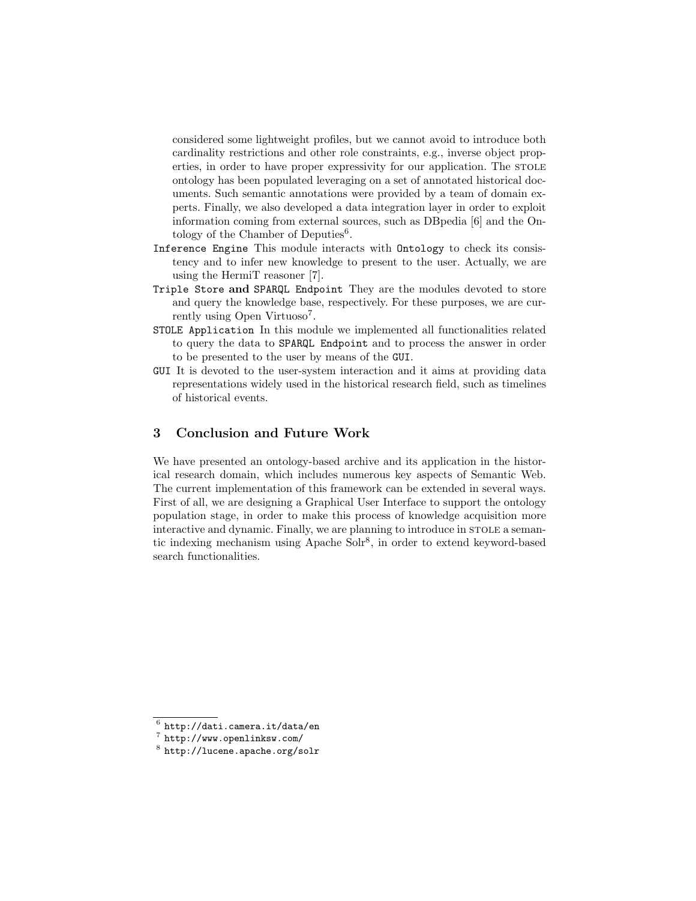considered some lightweight profiles, but we cannot avoid to introduce both cardinality restrictions and other role constraints, e.g., inverse object properties, in order to have proper expressivity for our application. The STOLE ontology has been populated leveraging on a set of annotated historical documents. Such semantic annotations were provided by a team of domain experts. Finally, we also developed a data integration layer in order to exploit information coming from external sources, such as DBpedia [6] and the Ontology of the Chamber of Deputies[6].

`Inference Engine` This module interacts with `Ontology` to check its consistency and to infer new knowledge to present to the user. Actually, we are using the HermiT reasoner [7].

`Triple Store` **and** `SPARQL Endpoint` They are the modules devoted to store and query the knowledge base, respectively. For these purposes, we are currently using Open Virtuoso[7].

`STOLE Application` In this module we implemented all functionalities related to query the data to `SPARQL Endpoint` and to process the answer in order to be presented to the user by means of the `GUI`.

`GUI` It is devoted to the user-system interaction and it aims at providing data representations widely used in the historical research field, such as timelines of historical events.

## 3 Conclusion and Future Work

We have presented an ontology-based archive and its application in the historical research domain, which includes numerous key aspects of Semantic Web. The current implementation of this framework can be extended in several ways. First of all, we are designing a Graphical User Interface to support the ontology population stage, in order to make this process of knowledge acquisition more interactive and dynamic. Finally, we are planning to introduce in STOLE a semantic indexing mechanism using Apache Solr[8], in order to extend keyword-based search functionalities.

---

[6] `http://dati.camera.it/data/en`

[7] `http://www.openlinksw.com/`

[8] `http://lucene.apache.org/solr`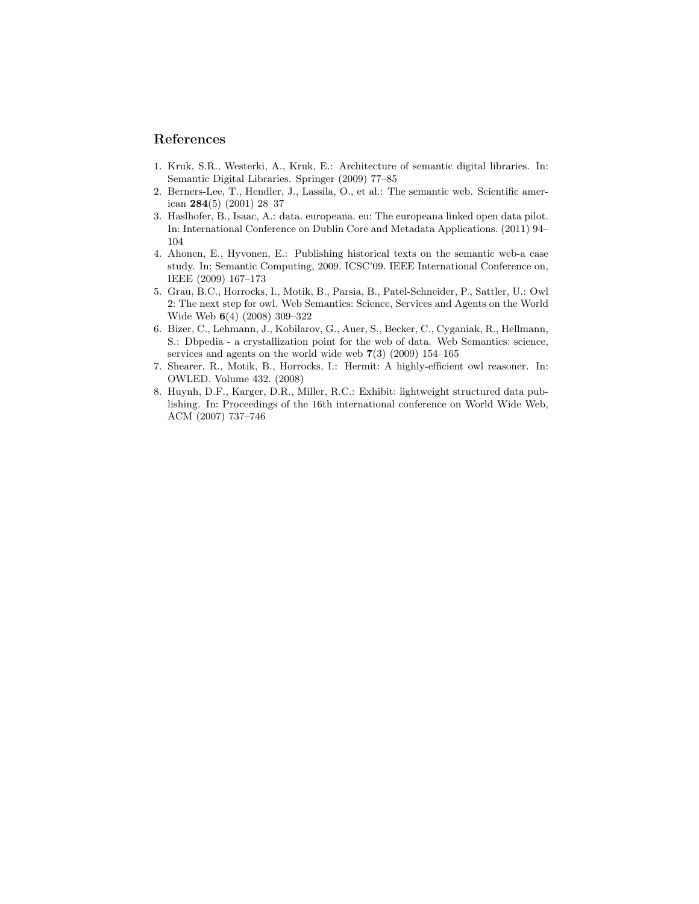## References

1. Kruk, S.R., Westerki, A., Kruk, E.: Architecture of semantic digital libraries. In: Semantic Digital Libraries. Springer (2009) 77–85
2. Berners-Lee, T., Hendler, J., Lassila, O., et al.: The semantic web. Scientific american **284**(5) (2001) 28–37
3. Haslhofer, B., Isaac, A.: data. europeana. eu: The europeana linked open data pilot. In: International Conference on Dublin Core and Metadata Applications. (2011) 94–104
4. Ahonen, E., Hyvonen, E.: Publishing historical texts on the semantic web-a case study. In: Semantic Computing, 2009. ICSC'09. IEEE International Conference on, IEEE (2009) 167–173
5. Grau, B.C., Horrocks, I., Motik, B., Parsia, B., Patel-Schneider, P., Sattler, U.: Owl 2: The next step for owl. Web Semantics: Science, Services and Agents on the World Wide Web **6**(4) (2008) 309–322
6. Bizer, C., Lehmann, J., Kobilarov, G., Auer, S., Becker, C., Cyganiak, R., Hellmann, S.: Dbpedia - a crystallization point for the web of data. Web Semantics: science, services and agents on the world wide web **7**(3) (2009) 154–165
7. Shearer, R., Motik, B., Horrocks, I.: Hermit: A highly-efficient owl reasoner. In: OWLED. Volume 432. (2008)
8. Huynh, D.F., Karger, D.R., Miller, R.C.: Exhibit: lightweight structured data publishing. In: Proceedings of the 16th international conference on World Wide Web, ACM (2007) 737–746